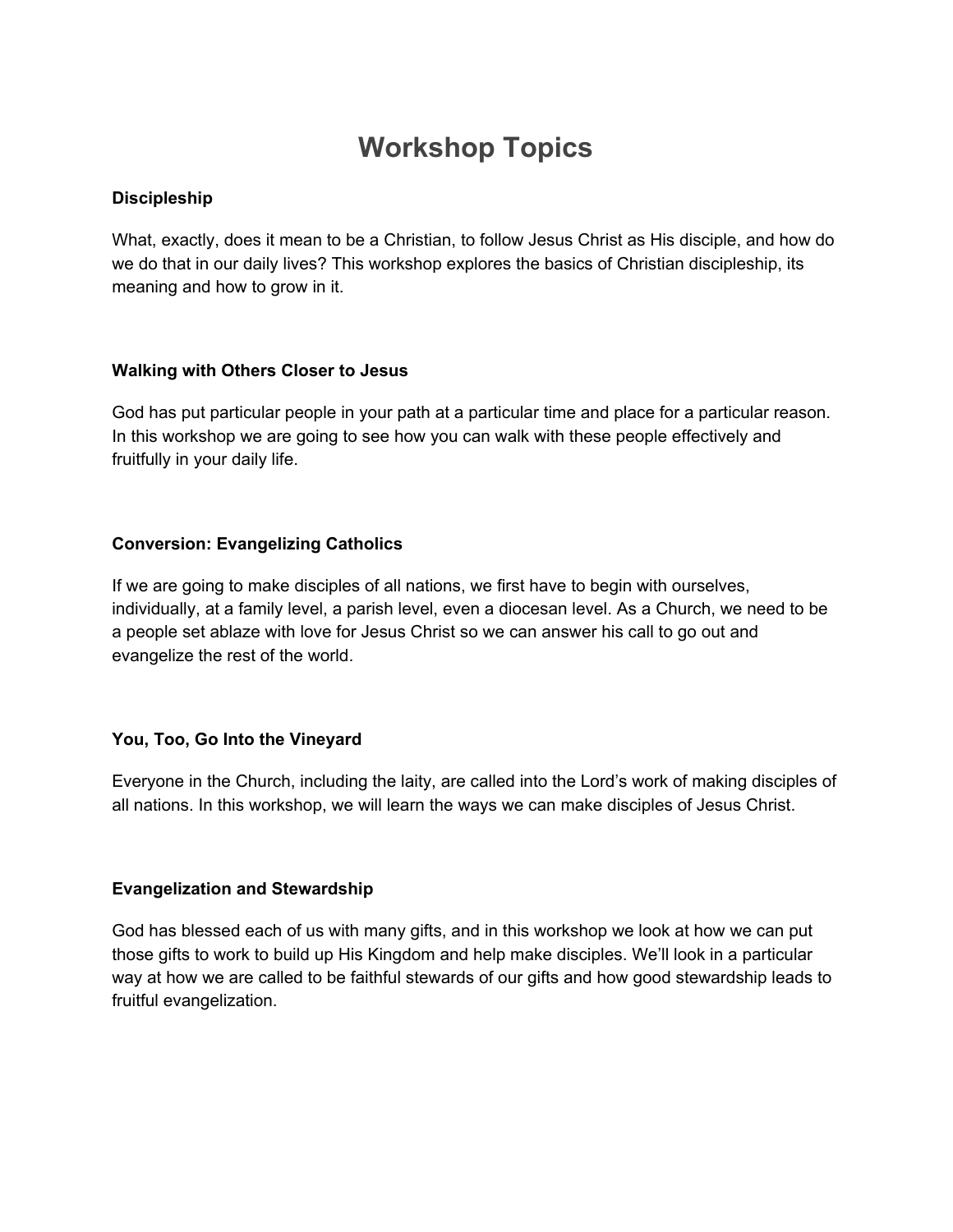# Workshop Topics

**Discipleship**

What, exactly, does it mean to be a Christian, to follow Jesus Christ as His disciple, and how do we do that in our daily lives? This workshop explores the basics of Christian discipleship, its meaning and how to grow in it.

**Walking with Others Closer to Jesus**

God has put particular people in your path at a particular time and place for a particular reason. In this workshop we are going to see how you can walk with these people effectively and fruitfully in your daily life.

**Conversion: Evangelizing Catholics**

If we are going to make disciples of all nations, we first have to begin with ourselves, individually, at a family level, a parish level, even a diocesan level. As a Church, we need to be a people set ablaze with love for Jesus Christ so we can answer his call to go out and evangelize the rest of the world.

**You, Too, Go Into the Vineyard**

Everyone in the Church, including the laity, are called into the Lord's work of making disciples of all nations. In this workshop, we will learn the ways we can make disciples of Jesus Christ.

**Evangelization and Stewardship**

God has blessed each of us with many gifts, and in this workshop we look at how we can put those gifts to work to build up His Kingdom and help make disciples. We'll look in a particular way at how we are called to be faithful stewards of our gifts and how good stewardship leads to fruitful evangelization.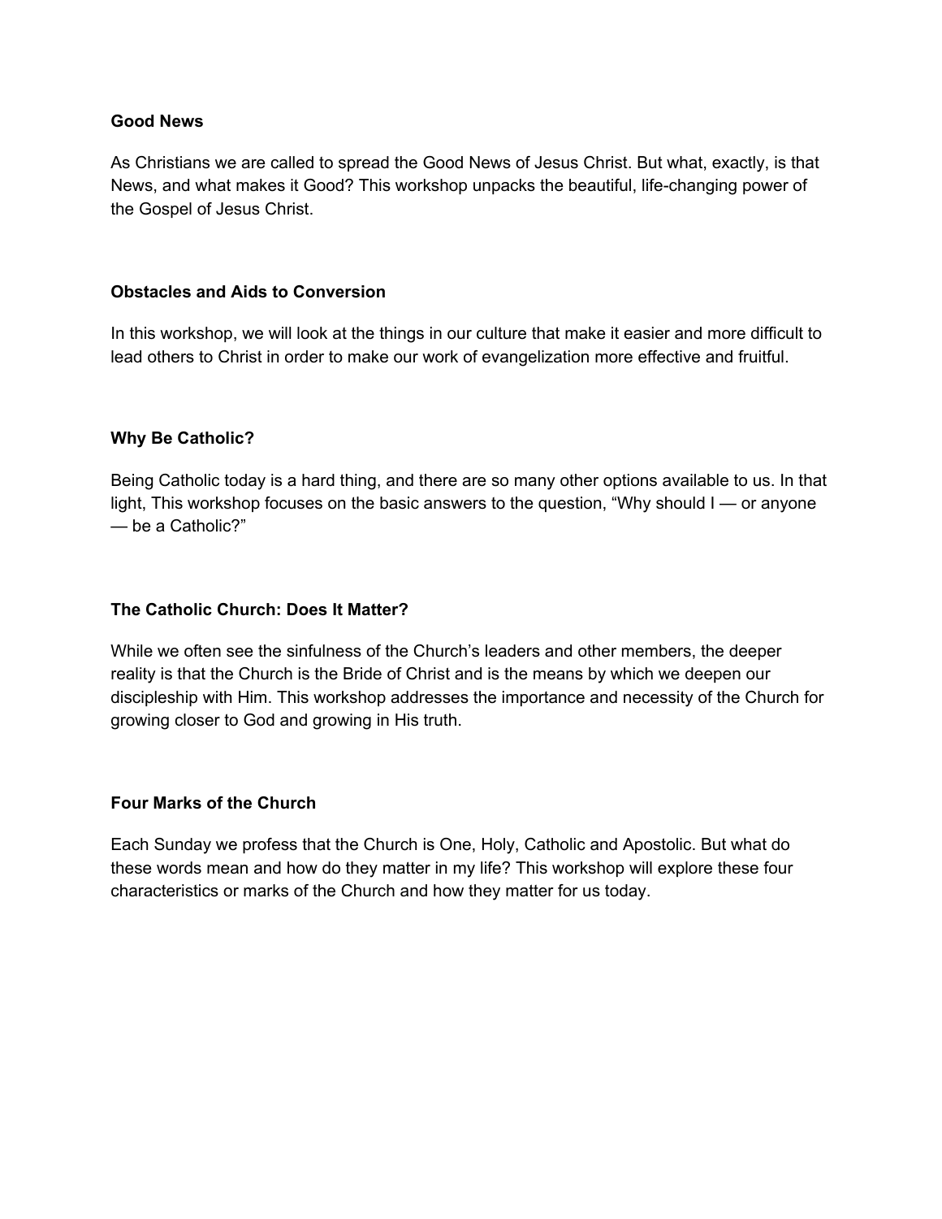**Good News**

As Christians we are called to spread the Good News of Jesus Christ. But what, exactly, is that News, and what makes it Good? This workshop unpacks the beautiful, life-changing power of the Gospel of Jesus Christ.

**Obstacles and Aids to Conversion**

In this workshop, we will look at the things in our culture that make it easier and more difficult to lead others to Christ in order to make our work of evangelization more effective and fruitful.

**Why Be Catholic?**

Being Catholic today is a hard thing, and there are so many other options available to us. In that light, This workshop focuses on the basic answers to the question, "Why should I — or anyone — be a Catholic?"

**The Catholic Church: Does It Matter?**

While we often see the sinfulness of the Church's leaders and other members, the deeper reality is that the Church is the Bride of Christ and is the means by which we deepen our discipleship with Him. This workshop addresses the importance and necessity of the Church for growing closer to God and growing in His truth.

**Four Marks of the Church**

Each Sunday we profess that the Church is One, Holy, Catholic and Apostolic. But what do these words mean and how do they matter in my life? This workshop will explore these four characteristics or marks of the Church and how they matter for us today.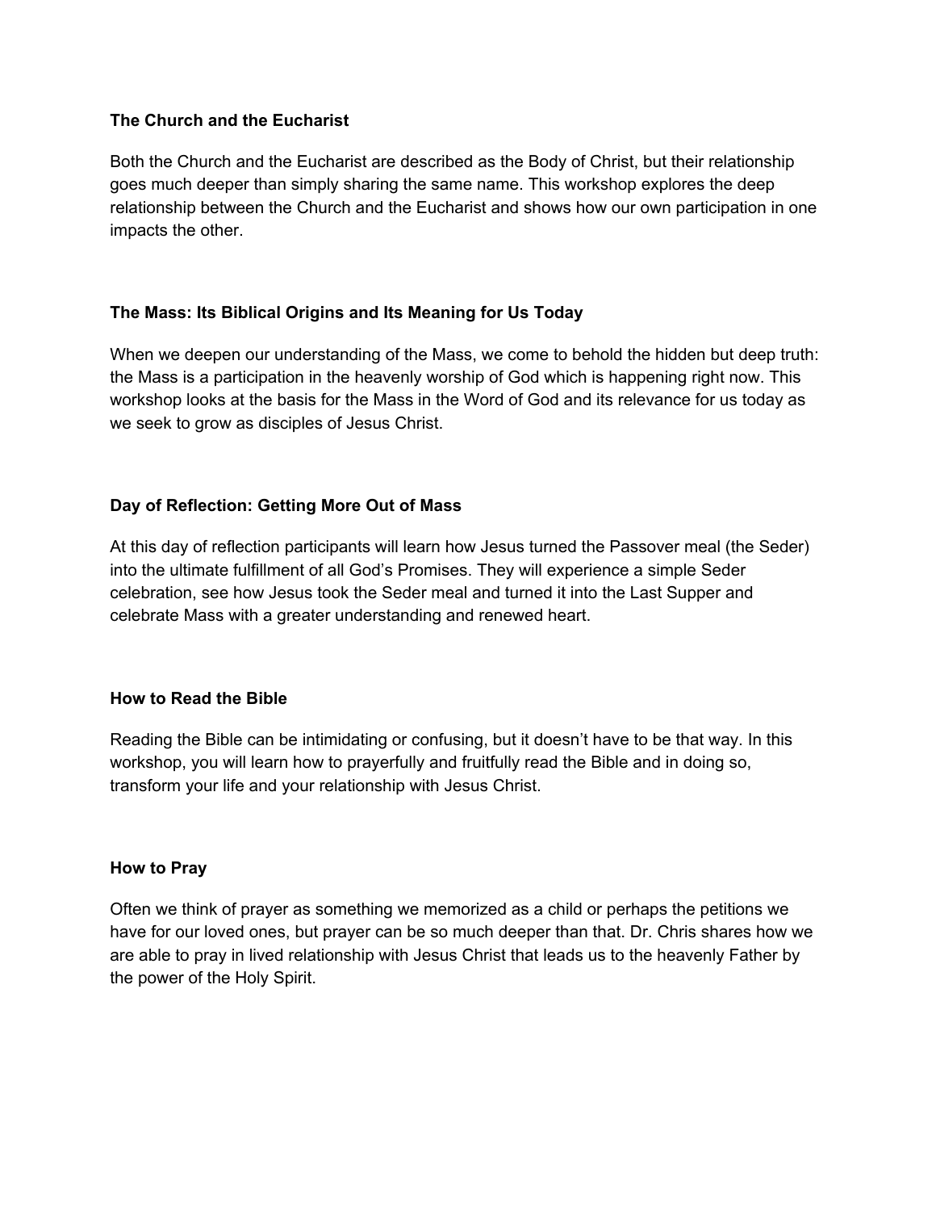**The Church and the Eucharist**

Both the Church and the Eucharist are described as the Body of Christ, but their relationship goes much deeper than simply sharing the same name. This workshop explores the deep relationship between the Church and the Eucharist and shows how our own participation in one impacts the other.

**The Mass: Its Biblical Origins and Its Meaning for Us Today**

When we deepen our understanding of the Mass, we come to behold the hidden but deep truth: the Mass is a participation in the heavenly worship of God which is happening right now. This workshop looks at the basis for the Mass in the Word of God and its relevance for us today as we seek to grow as disciples of Jesus Christ.

**Day of Reflection: Getting More Out of Mass**

At this day of reflection participants will learn how Jesus turned the Passover meal (the Seder) into the ultimate fulfillment of all God's Promises. They will experience a simple Seder celebration, see how Jesus took the Seder meal and turned it into the Last Supper and celebrate Mass with a greater understanding and renewed heart.

**How to Read the Bible**

Reading the Bible can be intimidating or confusing, but it doesn't have to be that way. In this workshop, you will learn how to prayerfully and fruitfully read the Bible and in doing so, transform your life and your relationship with Jesus Christ.

**How to Pray**

Often we think of prayer as something we memorized as a child or perhaps the petitions we have for our loved ones, but prayer can be so much deeper than that. Dr. Chris shares how we are able to pray in lived relationship with Jesus Christ that leads us to the heavenly Father by the power of the Holy Spirit.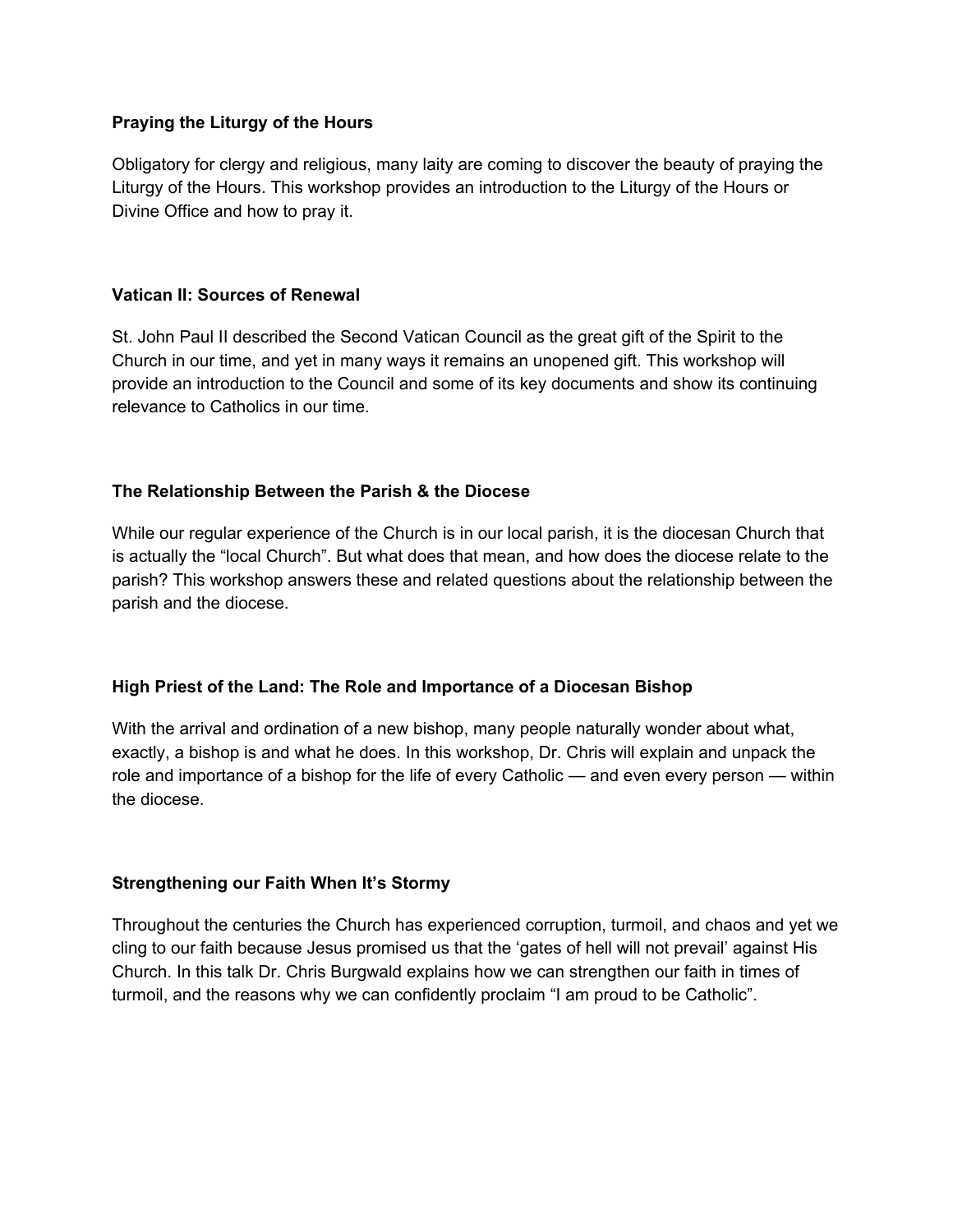**Praying the Liturgy of the Hours**

Obligatory for clergy and religious, many laity are coming to discover the beauty of praying the Liturgy of the Hours. This workshop provides an introduction to the Liturgy of the Hours or Divine Office and how to pray it.

**Vatican II: Sources of Renewal**

St. John Paul II described the Second Vatican Council as the great gift of the Spirit to the Church in our time, and yet in many ways it remains an unopened gift. This workshop will provide an introduction to the Council and some of its key documents and show its continuing relevance to Catholics in our time.

**The Relationship Between the Parish & the Diocese**

While our regular experience of the Church is in our local parish, it is the diocesan Church that is actually the "local Church". But what does that mean, and how does the diocese relate to the parish? This workshop answers these and related questions about the relationship between the parish and the diocese.

**High Priest of the Land: The Role and Importance of a Diocesan Bishop**

With the arrival and ordination of a new bishop, many people naturally wonder about what, exactly, a bishop is and what he does. In this workshop, Dr. Chris will explain and unpack the role and importance of a bishop for the life of every Catholic — and even every person — within the diocese.

**Strengthening our Faith When It's Stormy**

Throughout the centuries the Church has experienced corruption, turmoil, and chaos and yet we cling to our faith because Jesus promised us that the 'gates of hell will not prevail' against His Church. In this talk Dr. Chris Burgwald explains how we can strengthen our faith in times of turmoil, and the reasons why we can confidently proclaim "I am proud to be Catholic".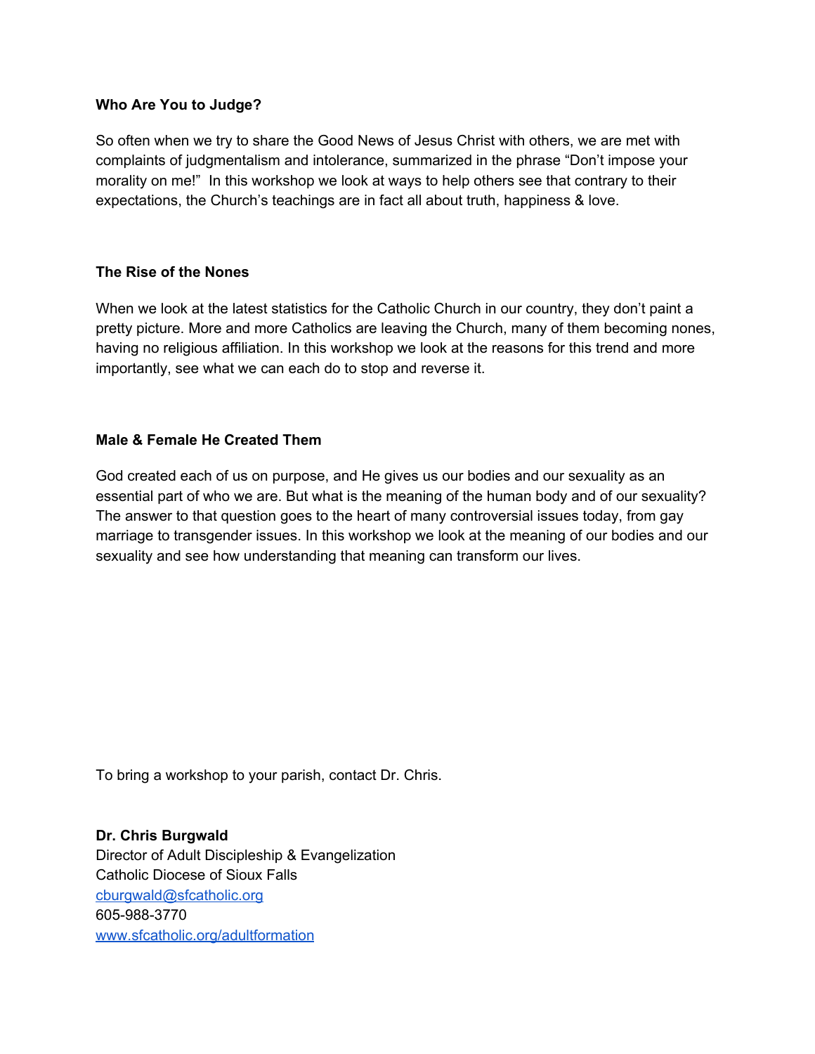**Who Are You to Judge?**

So often when we try to share the Good News of Jesus Christ with others, we are met with complaints of judgmentalism and intolerance, summarized in the phrase "Don't impose your morality on me!" In this workshop we look at ways to help others see that contrary to their expectations, the Church's teachings are in fact all about truth, happiness & love.

**The Rise of the Nones**

When we look at the latest statistics for the Catholic Church in our country, they don't paint a pretty picture. More and more Catholics are leaving the Church, many of them becoming nones, having no religious affiliation. In this workshop we look at the reasons for this trend and more importantly, see what we can each do to stop and reverse it.

**Male & Female He Created Them**

God created each of us on purpose, and He gives us our bodies and our sexuality as an essential part of who we are. But what is the meaning of the human body and of our sexuality? The answer to that question goes to the heart of many controversial issues today, from gay marriage to transgender issues. In this workshop we look at the meaning of our bodies and our sexuality and see how understanding that meaning can transform our lives.

To bring a workshop to your parish, contact Dr. Chris.

**Dr. Chris Burgwald**
Director of Adult Discipleship & Evangelization
Catholic Diocese of Sioux Falls
cburgwald@sfcatholic.org
605-988-3770
www.sfcatholic.org/adultformation